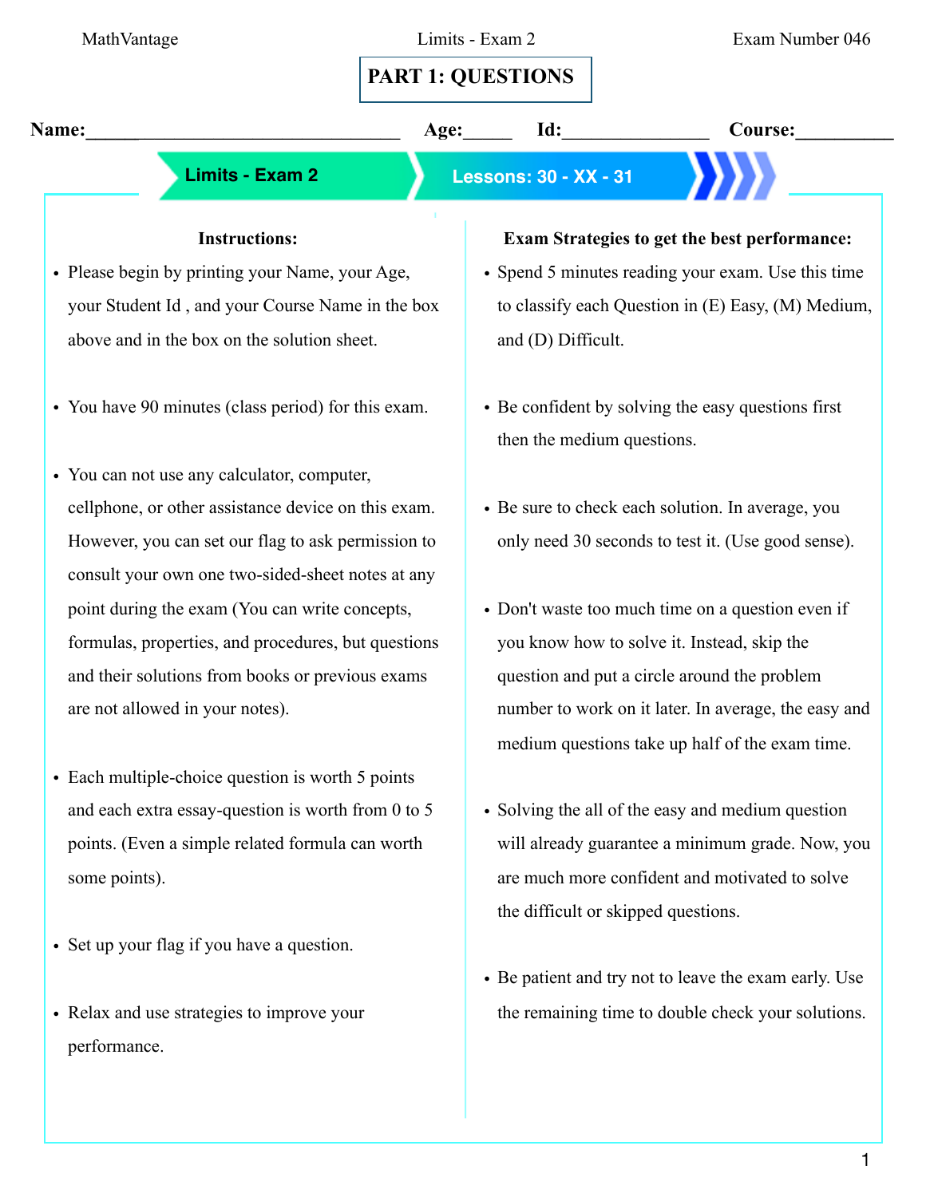MathVantage | Limits - Exam 2 | Exam Number 046

# PART 1: QUESTIONS

**Name:**\_\_\_\_\_\_\_\_\_\_\_\_\_\_\_\_\_\_\_\_\_\_\_\_\_\_\_\_\_\_ **Age:**\_\_\_\_\_ **Id:**\_\_\_\_\_\_\_\_\_\_\_\_\_\_\_ **Course:**\_\_\_\_\_\_\_\_\_\_

**Limits - Exam 2** | **Lessons: 30 - XX - 31**

### Instructions:

- Please begin by printing your Name, your Age, your Student Id , and your Course Name in the box above and in the box on the solution sheet.
- You have 90 minutes (class period) for this exam.
- You can not use any calculator, computer, cellphone, or other assistance device on this exam. However, you can set our flag to ask permission to consult your own one two-sided-sheet notes at any point during the exam (You can write concepts, formulas, properties, and procedures, but questions and their solutions from books or previous exams are not allowed in your notes).
- Each multiple-choice question is worth 5 points and each extra essay-question is worth from 0 to 5 points. (Even a simple related formula can worth some points).
- Set up your flag if you have a question.
- Relax and use strategies to improve your performance.

### Exam Strategies to get the best performance:

- Spend 5 minutes reading your exam. Use this time to classify each Question in (E) Easy, (M) Medium, and (D) Difficult.
- Be confident by solving the easy questions first then the medium questions.
- Be sure to check each solution. In average, you only need 30 seconds to test it. (Use good sense).
- Don't waste too much time on a question even if you know how to solve it. Instead, skip the question and put a circle around the problem number to work on it later. In average, the easy and medium questions take up half of the exam time.
- Solving the all of the easy and medium question will already guarantee a minimum grade. Now, you are much more confident and motivated to solve the difficult or skipped questions.
- Be patient and try not to leave the exam early. Use the remaining time to double check your solutions.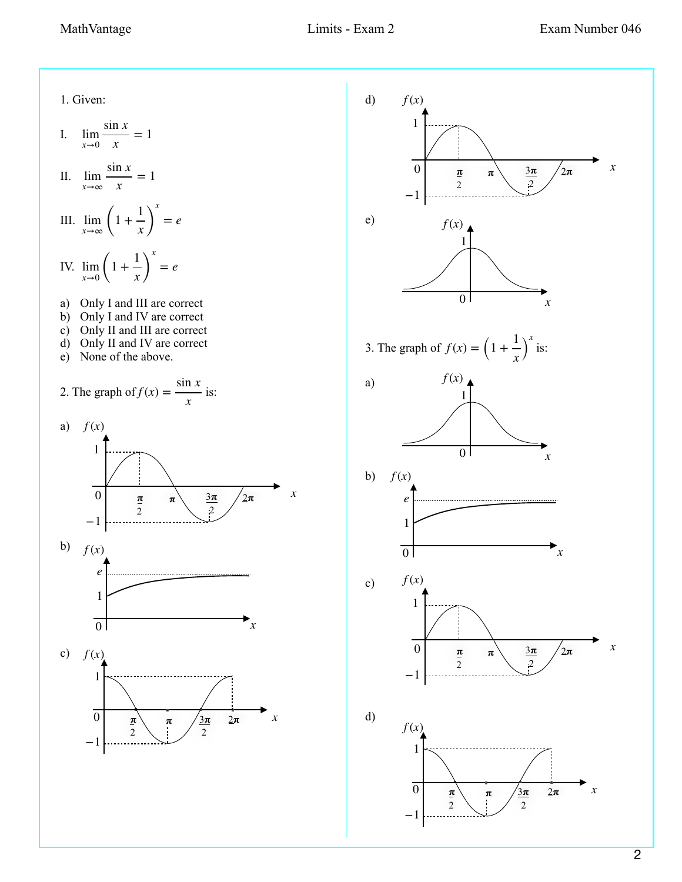1. Given:

I. $\lim_{x\to 0} \frac{\sin x}{x} = 1$

II. $\lim_{x\to \infty} \frac{\sin x}{x} = 1$

III. $\lim_{x\to \infty} \left(1 + \frac{1}{x}\right)^x = e$

IV. $\lim_{x\to 0} \left(1 + \frac{1}{x}\right)^x = e$

a) Only I and III are correct
b) Only I and IV are correct
c) Only II and III are correct
d) Only II and IV are correct
e) None of the above.

2. The graph of $f(x) = \frac{\sin x}{x}$ is:

a) [graph of $f(x)$ with values 1, 0, −1 and $x$-axis marks $\frac{\pi}{2}$, $\pi$, $\frac{3\pi}{2}$, $2\pi$]

b) [graph of $f(x)$ with values $e$, 1, 0 on the vertical axis]

c) [graph of $f(x)$ with values 1, 0, −1 and $x$-axis marks $\frac{\pi}{2}$, $\pi$, $\frac{3\pi}{2}$, $2\pi$]

d) [graph of $f(x)$ with values 1, 0, −1 and $x$-axis marks $\frac{\pi}{2}$, $\pi$, $\frac{3\pi}{2}$, $2\pi$]

e) [graph of $f(x)$ with values 1, 0 on the vertical axis]

3. The graph of $f(x) = \left(1 + \frac{1}{x}\right)^x$ is:

a) [graph of $f(x)$ with values 1, 0 on the vertical axis]

b) [graph of $f(x)$ with values $e$, 1, 0 on the vertical axis]

c) [graph of $f(x)$ with values 1, 0, −1 and $x$-axis marks $\frac{\pi}{2}$, $\pi$, $\frac{3\pi}{2}$, $2\pi$]

d) [graph of $f(x)$ with values 1, 0, −1 and $x$-axis marks $\frac{\pi}{2}$, $\pi$, $\frac{3\pi}{2}$, $2\pi$]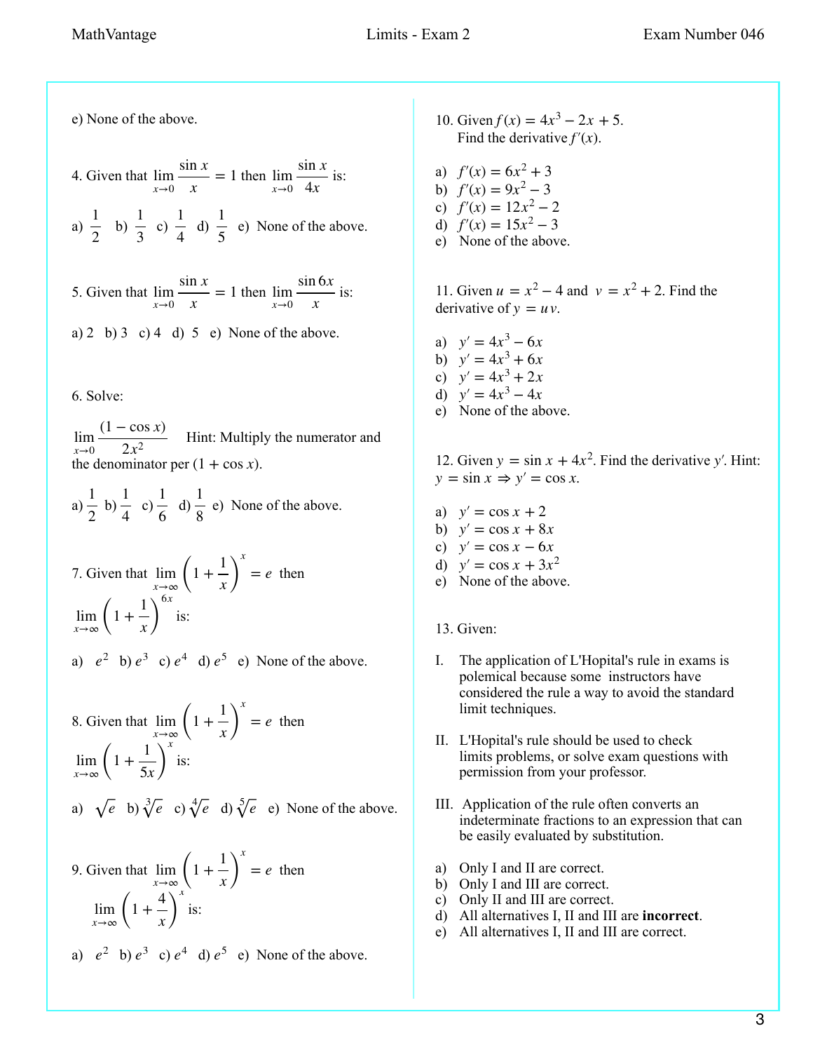e) None of the above.

4. Given that $\lim_{x \to 0} \dfrac{\sin x}{x} = 1$ then $\lim_{x \to 0} \dfrac{\sin x}{4x}$ is:

a) $\dfrac{1}{2}$ b) $\dfrac{1}{3}$ c) $\dfrac{1}{4}$ d) $\dfrac{1}{5}$ e) None of the above.

5. Given that $\lim_{x \to 0} \dfrac{\sin x}{x} = 1$ then $\lim_{x \to 0} \dfrac{\sin 6x}{x}$ is:

a) 2 b) 3 c) 4 d) 5 e) None of the above.

6. Solve:

$\lim_{x \to 0} \dfrac{(1 - \cos x)}{2x^2}$ Hint: Multiply the numerator and the denominator per $(1 + \cos x)$.

a) $\dfrac{1}{2}$ b) $\dfrac{1}{4}$ c) $\dfrac{1}{6}$ d) $\dfrac{1}{8}$ e) None of the above.

7. Given that $\lim_{x \to \infty} \left(1 + \dfrac{1}{x}\right)^x = e$ then $\lim_{x \to \infty} \left(1 + \dfrac{1}{x}\right)^{6x}$ is:

a) $e^2$ b) $e^3$ c) $e^4$ d) $e^5$ e) None of the above.

8. Given that $\lim_{x \to \infty} \left(1 + \dfrac{1}{x}\right)^x = e$ then $\lim_{x \to \infty} \left(1 + \dfrac{1}{5x}\right)^x$ is:

a) $\sqrt{e}$ b) $\sqrt[3]{e}$ c) $\sqrt[4]{e}$ d) $\sqrt[5]{e}$ e) None of the above.

9. Given that $\lim_{x \to \infty} \left(1 + \dfrac{1}{x}\right)^x = e$ then $\lim_{x \to \infty} \left(1 + \dfrac{4}{x}\right)^x$ is:

a) $e^2$ b) $e^3$ c) $e^4$ d) $e^5$ e) None of the above.

10. Given $f(x) = 4x^3 - 2x + 5$. Find the derivative $f'(x)$.

a) $f'(x) = 6x^2 + 3$
b) $f'(x) = 9x^2 - 3$
c) $f'(x) = 12x^2 - 2$
d) $f'(x) = 15x^2 - 3$
e) None of the above.

11. Given $u = x^2 - 4$ and $v = x^2 + 2$. Find the derivative of $y = uv$.

a) $y' = 4x^3 - 6x$
b) $y' = 4x^3 + 6x$
c) $y' = 4x^3 + 2x$
d) $y' = 4x^3 - 4x$
e) None of the above.

12. Given $y = \sin x + 4x^2$. Find the derivative $y'$. Hint: $y = \sin x \Rightarrow y' = \cos x$.

a) $y' = \cos x + 2$
b) $y' = \cos x + 8x$
c) $y' = \cos x - 6x$
d) $y' = \cos x + 3x^2$
e) None of the above.

13. Given:

I. The application of L'Hopital's rule in exams is polemical because some instructors have considered the rule a way to avoid the standard limit techniques.

II. L'Hopital's rule should be used to check limits problems, or solve exam questions with permission from your professor.

III. Application of the rule often converts an indeterminate fractions to an expression that can be easily evaluated by substitution.

a) Only I and II are correct.
b) Only I and III are correct.
c) Only II and III are correct.
d) All alternatives I, II and III are **incorrect**.
e) All alternatives I, II and III are correct.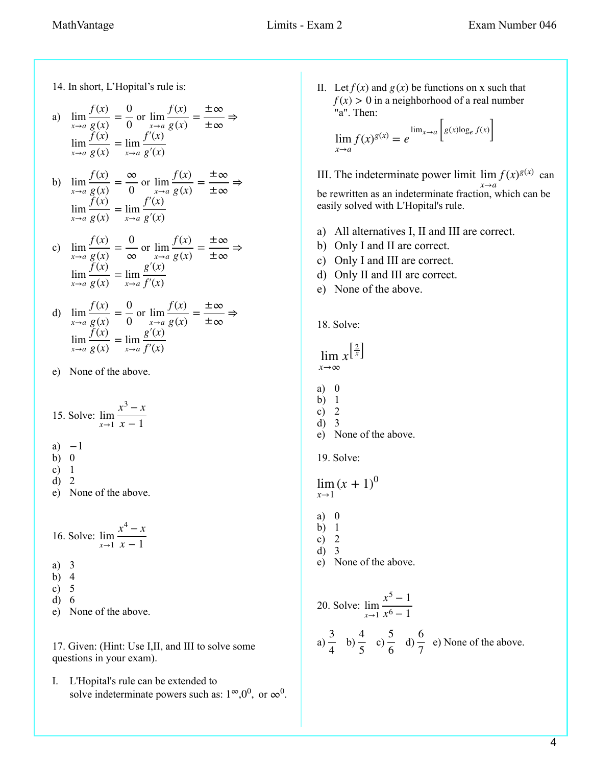14. In short, L'Hopital's rule is:

a) $\lim_{x \to a} \frac{f(x)}{g(x)} = \frac{0}{0}$ or $\lim_{x \to a} \frac{f(x)}{g(x)} = \frac{\pm\infty}{\pm\infty} \Rightarrow$
$\lim_{x \to a} \frac{f(x)}{g(x)} = \lim_{x \to a} \frac{f'(x)}{g'(x)}$

b) $\lim_{x \to a} \frac{f(x)}{g(x)} = \frac{\infty}{0}$ or $\lim_{x \to a} \frac{f(x)}{g(x)} = \frac{\pm\infty}{\pm\infty} \Rightarrow$
$\lim_{x \to a} \frac{f(x)}{g(x)} = \lim_{x \to a} \frac{f'(x)}{g'(x)}$

c) $\lim_{x \to a} \frac{f(x)}{g(x)} = \frac{0}{\infty}$ or $\lim_{x \to a} \frac{f(x)}{g(x)} = \frac{\pm\infty}{\pm\infty} \Rightarrow$
$\lim_{x \to a} \frac{f(x)}{g(x)} = \lim_{x \to a} \frac{g'(x)}{f'(x)}$

d) $\lim_{x \to a} \frac{f(x)}{g(x)} = \frac{0}{0}$ or $\lim_{x \to a} \frac{f(x)}{g(x)} = \frac{\pm\infty}{\pm\infty} \Rightarrow$
$\lim_{x \to a} \frac{f(x)}{g(x)} = \lim_{x \to a} \frac{g'(x)}{f'(x)}$

e) None of the above.

15. Solve: $\lim_{x \to 1} \frac{x^3 - x}{x - 1}$

a) $-1$
b) 0
c) 1
d) 2
e) None of the above.

16. Solve: $\lim_{x \to 1} \frac{x^4 - x}{x - 1}$

a) 3
b) 4
c) 5
d) 6
e) None of the above.

17. Given: (Hint: Use I,II, and III to solve some questions in your exam).

I. L'Hopital's rule can be extended to solve indeterminate powers such as: $1^\infty, 0^0,$ or $\infty^0$.

II. Let $f(x)$ and $g(x)$ be functions on x such that $f(x) > 0$ in a neighborhood of a real number "a". Then:

$$\lim_{x \to a} f(x)^{g(x)} = e^{\lim_{x \to a} \left[ g(x) \log_e f(x) \right]}$$

III. The indeterminate power limit $\lim_{x \to a} f(x)^{g(x)}$ can be rewritten as an indeterminate fraction, which can be easily solved with L'Hopital's rule.

a) All alternatives I, II and III are correct.
b) Only I and II are correct.
c) Only I and III are correct.
d) Only II and III are correct.
e) None of the above.

18. Solve:

$$\lim_{x \to \infty} x^{\left[\frac{2}{x}\right]}$$

a) 0
b) 1
c) 2
d) 3
e) None of the above.

19. Solve:

$$\lim_{x \to 1} (x + 1)^0$$

a) 0
b) 1
c) 2
d) 3
e) None of the above.

20. Solve: $\lim_{x \to 1} \frac{x^5 - 1}{x^6 - 1}$

a) $\frac{3}{4}$ b) $\frac{4}{5}$ c) $\frac{5}{6}$ d) $\frac{6}{7}$ e) None of the above.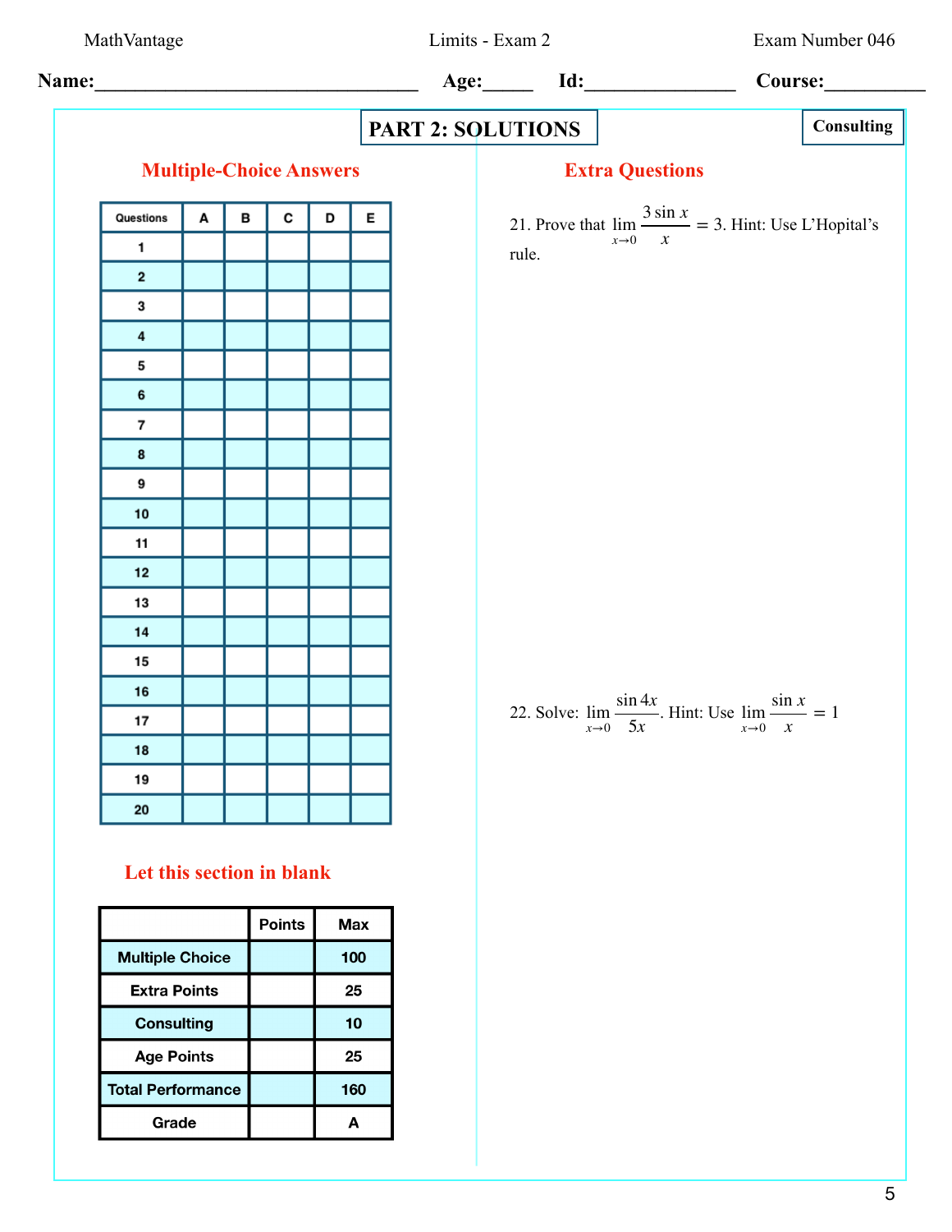Name:________________________________ Age:_____ Id:_______________ Course:__________

## PART 2: SOLUTIONS

**Consulting**

### Multiple-Choice Answers

| Questions | A | B | C | D | E |
|---|---|---|---|---|---|
| 1 | | | | | |
| 2 | | | | | |
| 3 | | | | | |
| 4 | | | | | |
| 5 | | | | | |
| 6 | | | | | |
| 7 | | | | | |
| 8 | | | | | |
| 9 | | | | | |
| 10 | | | | | |
| 11 | | | | | |
| 12 | | | | | |
| 13 | | | | | |
| 14 | | | | | |
| 15 | | | | | |
| 16 | | | | | |
| 17 | | | | | |
| 18 | | | | | |
| 19 | | | | | |
| 20 | | | | | |

### Let this section in blank

| | Points | Max |
|---|---|---|
| Multiple Choice | | 100 |
| Extra Points | | 25 |
| Consulting | | 10 |
| Age Points | | 25 |
| Total Performance | | 160 |
| Grade | | A |

### Extra Questions

21. Prove that $\lim_{x \to 0} \frac{3 \sin x}{x} = 3$. Hint: Use L'Hopital's rule.

22. Solve: $\lim_{x \to 0} \frac{\sin 4x}{5x}$. Hint: Use $\lim_{x \to 0} \frac{\sin x}{x} = 1$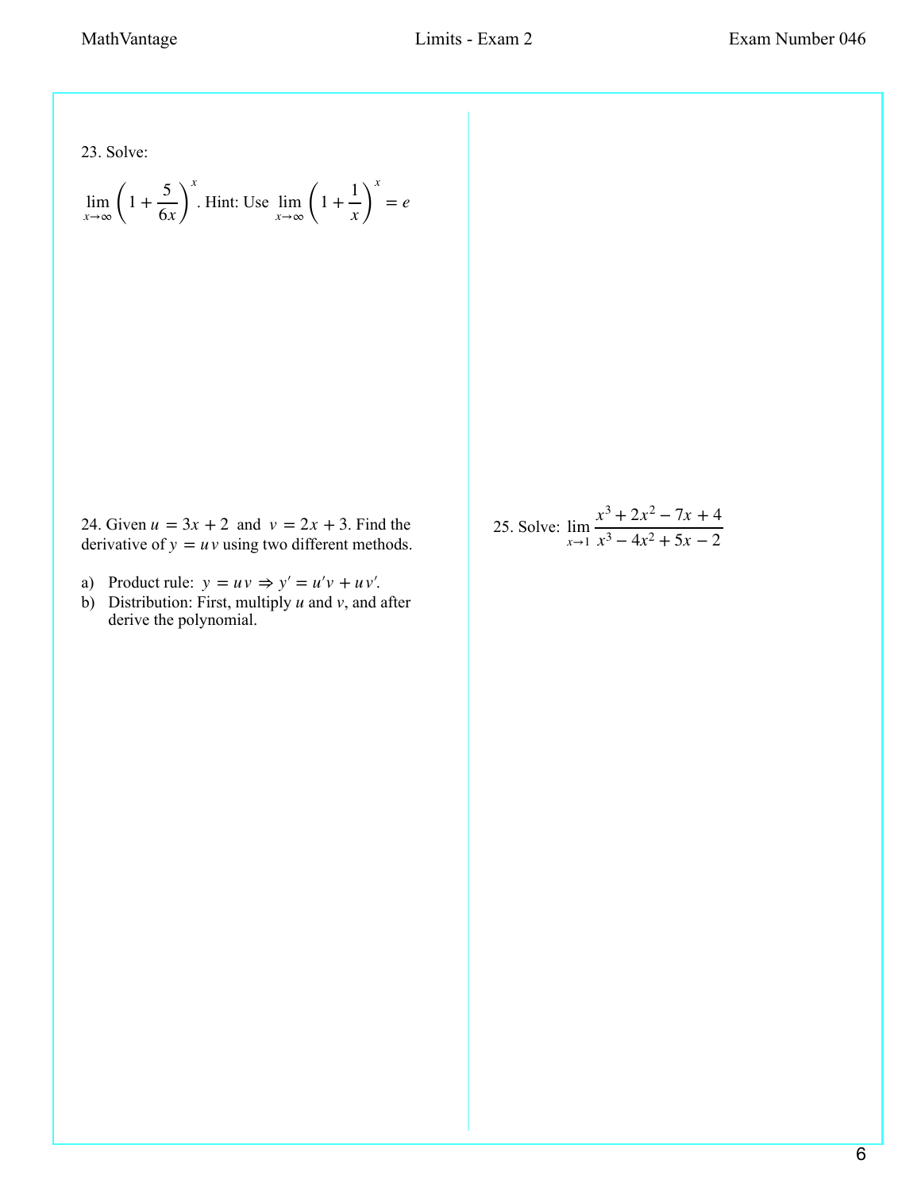23. Solve:

$\lim_{x \to \infty} \left(1 + \frac{5}{6x}\right)^x$. Hint: Use $\lim_{x \to \infty} \left(1 + \frac{1}{x}\right)^x = e$

24. Given $u = 3x + 2$ and $v = 2x + 3$. Find the derivative of $y = uv$ using two different methods.

a) Product rule: $y = uv \Rightarrow y' = u'v + uv'$.
b) Distribution: First, multiply $u$ and $v$, and after derive the polynomial.

25. Solve: $\lim_{x \to 1} \frac{x^3 + 2x^2 - 7x + 4}{x^3 - 4x^2 + 5x - 2}$